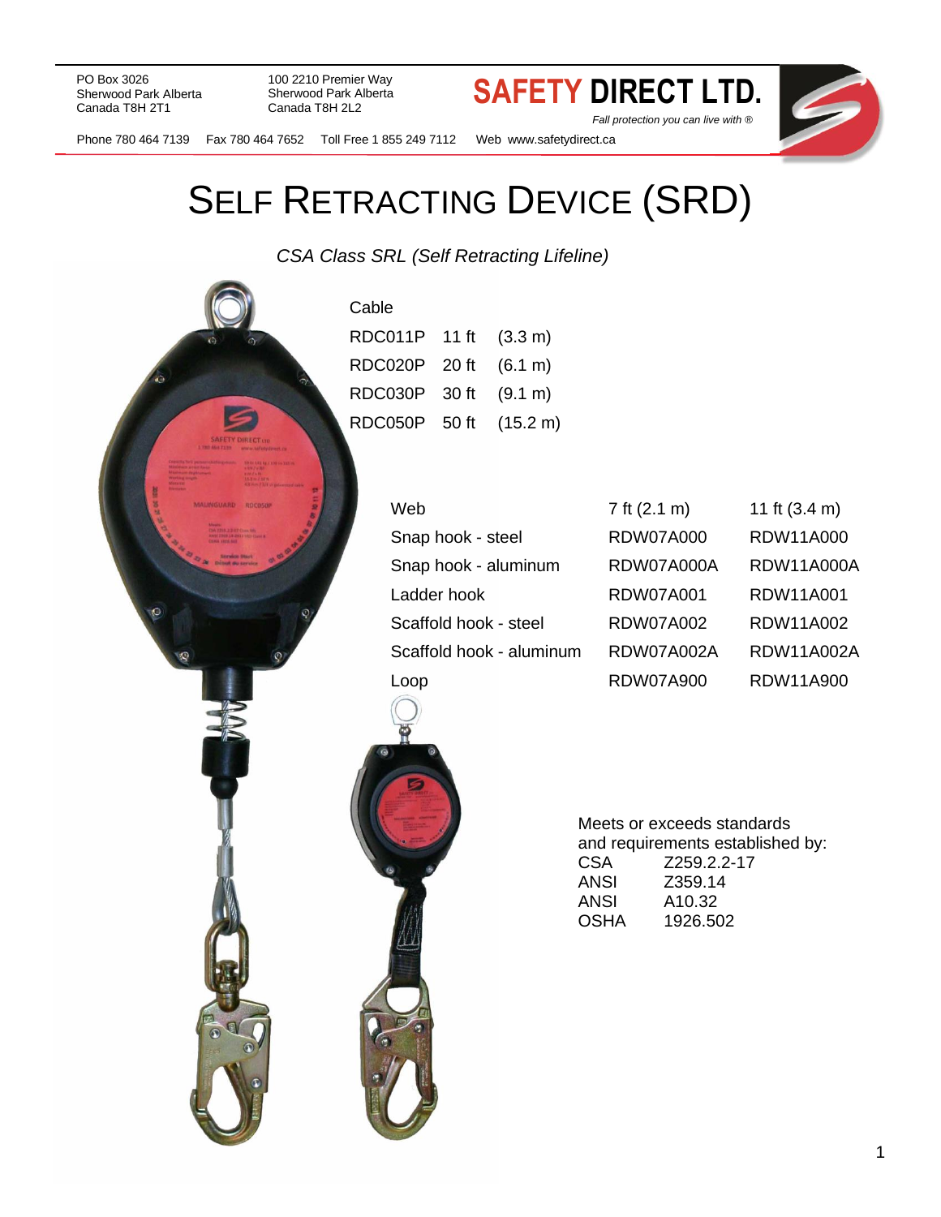PO Box 3026
Sherwood Park Alberta
Canada T8H 2T1

100 2210 Premier Way
Sherwood Park Alberta
Canada T8H 2L2

**SAFETY DIRECT LTD.**

*Fall protection you can live with ®*

Phone 780 464 7139 Fax 780 464 7652 Toll Free 1 855 249 7112 Web www.safetydirect.ca

# SELF RETRACTING DEVICE (SRD)

*CSA Class SRL (Self Retracting Lifeline)*

| Cable | | |
|---|---|---|
| RDC011P | 11 ft | (3.3 m) |
| RDC020P | 20 ft | (6.1 m) |
| RDC030P | 30 ft | (9.1 m) |
| RDC050P | 50 ft | (15.2 m) |

| Web | 7 ft (2.1 m) | 11 ft (3.4 m) |
|---|---|---|
| Snap hook - steel | RDW07A000 | RDW11A000 |
| Snap hook - aluminum | RDW07A000A | RDW11A000A |
| Ladder hook | RDW07A001 | RDW11A001 |
| Scaffold hook - steel | RDW07A002 | RDW11A002 |
| Scaffold hook - aluminum | RDW07A002A | RDW11A002A |
| Loop | RDW07A900 | RDW11A900 |

Meets or exceeds standards and requirements established by:

| | |
|---|---|
| CSA | Z259.2.2-17 |
| ANSI | Z359.14 |
| ANSI | A10.32 |
| OSHA | 1926.502 |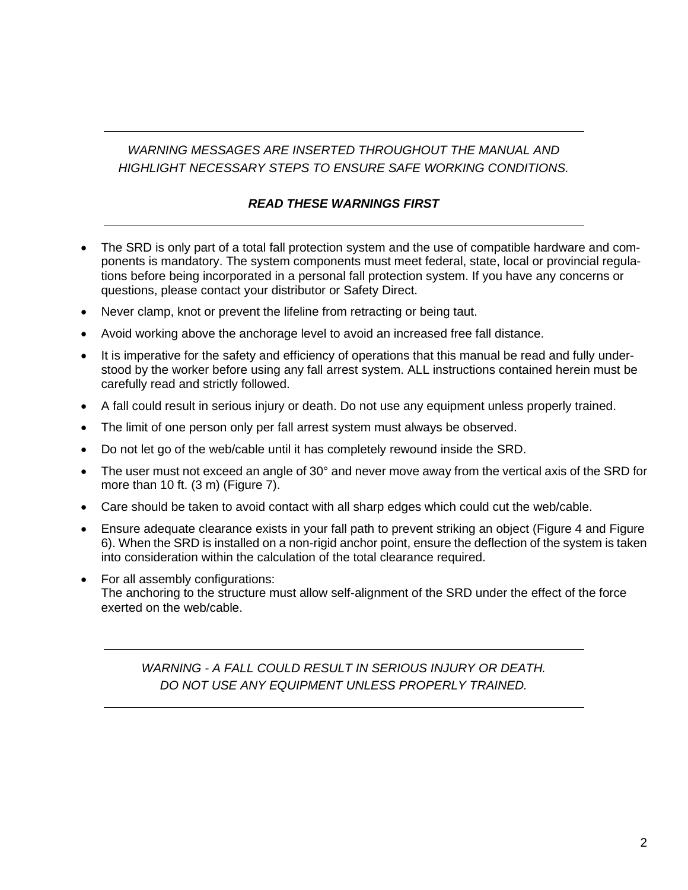---

*WARNING MESSAGES ARE INSERTED THROUGHOUT THE MANUAL AND HIGHLIGHT NECESSARY STEPS TO ENSURE SAFE WORKING CONDITIONS.*

***READ THESE WARNINGS FIRST***

---

- The SRD is only part of a total fall protection system and the use of compatible hardware and components is mandatory. The system components must meet federal, state, local or provincial regulations before being incorporated in a personal fall protection system. If you have any concerns or questions, please contact your distributor or Safety Direct.
- Never clamp, knot or prevent the lifeline from retracting or being taut.
- Avoid working above the anchorage level to avoid an increased free fall distance.
- It is imperative for the safety and efficiency of operations that this manual be read and fully understood by the worker before using any fall arrest system. ALL instructions contained herein must be carefully read and strictly followed.
- A fall could result in serious injury or death. Do not use any equipment unless properly trained.
- The limit of one person only per fall arrest system must always be observed.
- Do not let go of the web/cable until it has completely rewound inside the SRD.
- The user must not exceed an angle of 30° and never move away from the vertical axis of the SRD for more than 10 ft. (3 m) (Figure 7).
- Care should be taken to avoid contact with all sharp edges which could cut the web/cable.
- Ensure adequate clearance exists in your fall path to prevent striking an object (Figure 4 and Figure 6). When the SRD is installed on a non-rigid anchor point, ensure the deflection of the system is taken into consideration within the calculation of the total clearance required.
- For all assembly configurations:
  The anchoring to the structure must allow self-alignment of the SRD under the effect of the force exerted on the web/cable.

---

*WARNING - A FALL COULD RESULT IN SERIOUS INJURY OR DEATH. DO NOT USE ANY EQUIPMENT UNLESS PROPERLY TRAINED.*

---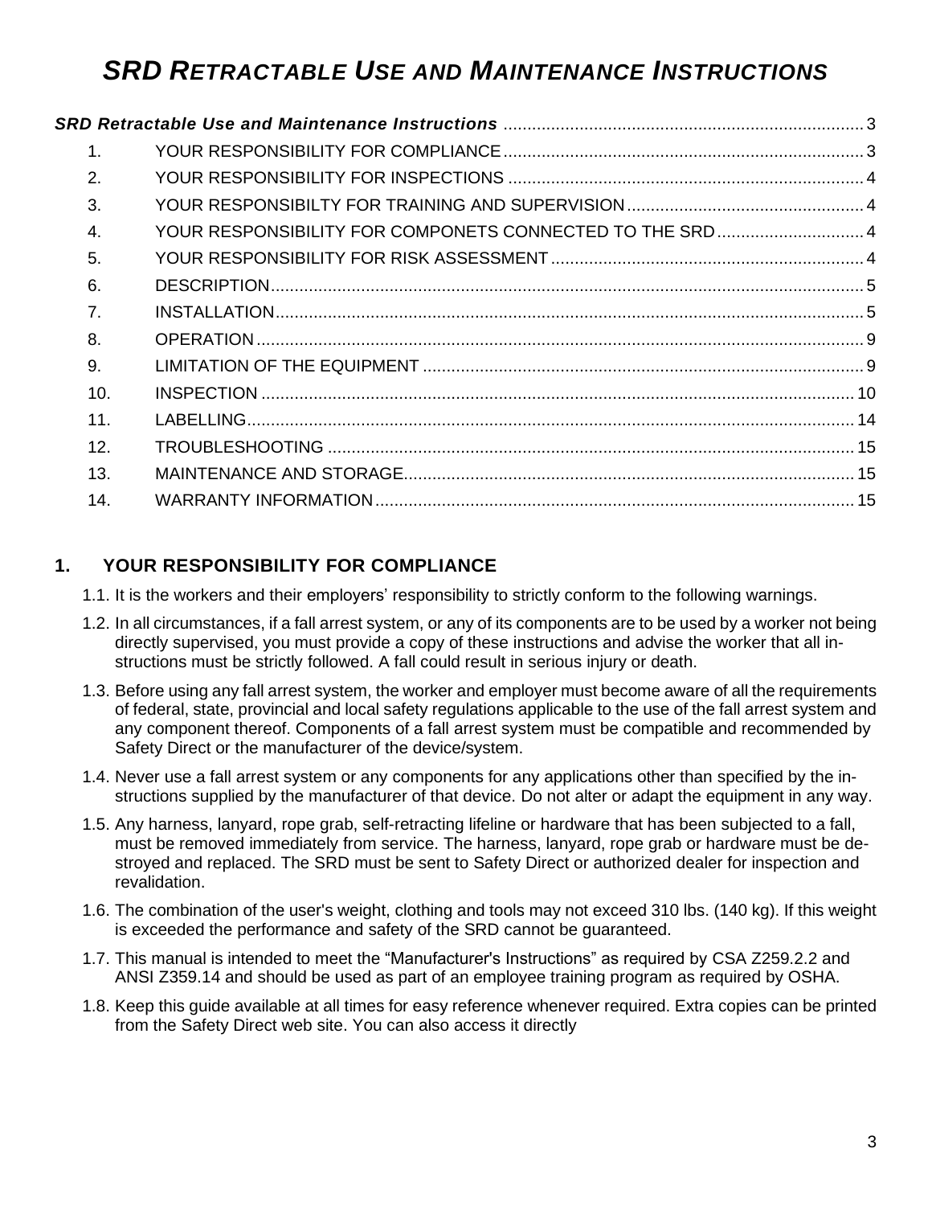# *SRD RETRACTABLE USE AND MAINTENANCE INSTRUCTIONS*

*SRD Retractable Use and Maintenance Instructions* ........................................ 3

1. YOUR RESPONSIBILITY FOR COMPLIANCE ........................................ 3
2. YOUR RESPONSIBILITY FOR INSPECTIONS ........................................ 4
3. YOUR RESPONSIBILTY FOR TRAINING AND SUPERVISION ........................................ 4
4. YOUR RESPONSIBILITY FOR COMPONETS CONNECTED TO THE SRD ........................................ 4
5. YOUR RESPONSIBILITY FOR RISK ASSESSMENT ........................................ 4
6. DESCRIPTION ........................................ 5
7. INSTALLATION ........................................ 5
8. OPERATION ........................................ 9
9. LIMITATION OF THE EQUIPMENT ........................................ 9
10. INSPECTION ........................................ 10
11. LABELLING ........................................ 14
12. TROUBLESHOOTING ........................................ 15
13. MAINTENANCE AND STORAGE ........................................ 15
14. WARRANTY INFORMATION ........................................ 15

## 1. YOUR RESPONSIBILITY FOR COMPLIANCE

1.1. It is the workers and their employers' responsibility to strictly conform to the following warnings.

1.2. In all circumstances, if a fall arrest system, or any of its components are to be used by a worker not being directly supervised, you must provide a copy of these instructions and advise the worker that all instructions must be strictly followed. A fall could result in serious injury or death.

1.3. Before using any fall arrest system, the worker and employer must become aware of all the requirements of federal, state, provincial and local safety regulations applicable to the use of the fall arrest system and any component thereof. Components of a fall arrest system must be compatible and recommended by Safety Direct or the manufacturer of the device/system.

1.4. Never use a fall arrest system or any components for any applications other than specified by the instructions supplied by the manufacturer of that device. Do not alter or adapt the equipment in any way.

1.5. Any harness, lanyard, rope grab, self-retracting lifeline or hardware that has been subjected to a fall, must be removed immediately from service. The harness, lanyard, rope grab or hardware must be destroyed and replaced. The SRD must be sent to Safety Direct or authorized dealer for inspection and revalidation.

1.6. The combination of the user's weight, clothing and tools may not exceed 310 lbs. (140 kg). If this weight is exceeded the performance and safety of the SRD cannot be guaranteed.

1.7. This manual is intended to meet the "Manufacturer's Instructions" as required by CSA Z259.2.2 and ANSI Z359.14 and should be used as part of an employee training program as required by OSHA.

1.8. Keep this guide available at all times for easy reference whenever required. Extra copies can be printed from the Safety Direct web site. You can also access it directly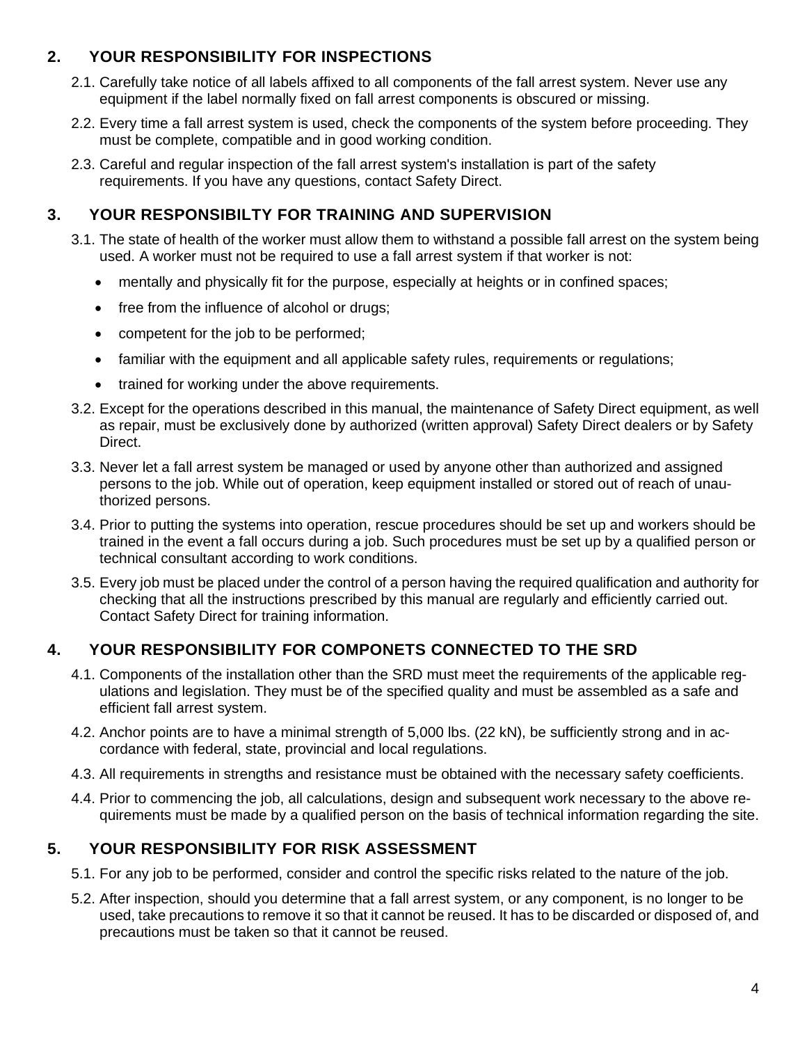## 2. YOUR RESPONSIBILITY FOR INSPECTIONS

2.1. Carefully take notice of all labels affixed to all components of the fall arrest system. Never use any equipment if the label normally fixed on fall arrest components is obscured or missing.

2.2. Every time a fall arrest system is used, check the components of the system before proceeding. They must be complete, compatible and in good working condition.

2.3. Careful and regular inspection of the fall arrest system's installation is part of the safety requirements. If you have any questions, contact Safety Direct.

## 3. YOUR RESPONSIBILTY FOR TRAINING AND SUPERVISION

3.1. The state of health of the worker must allow them to withstand a possible fall arrest on the system being used. A worker must not be required to use a fall arrest system if that worker is not:

- mentally and physically fit for the purpose, especially at heights or in confined spaces;
- free from the influence of alcohol or drugs;
- competent for the job to be performed;
- familiar with the equipment and all applicable safety rules, requirements or regulations;
- trained for working under the above requirements.

3.2. Except for the operations described in this manual, the maintenance of Safety Direct equipment, as well as repair, must be exclusively done by authorized (written approval) Safety Direct dealers or by Safety Direct.

3.3. Never let a fall arrest system be managed or used by anyone other than authorized and assigned persons to the job. While out of operation, keep equipment installed or stored out of reach of unauthorized persons.

3.4. Prior to putting the systems into operation, rescue procedures should be set up and workers should be trained in the event a fall occurs during a job. Such procedures must be set up by a qualified person or technical consultant according to work conditions.

3.5. Every job must be placed under the control of a person having the required qualification and authority for checking that all the instructions prescribed by this manual are regularly and efficiently carried out. Contact Safety Direct for training information.

## 4. YOUR RESPONSIBILITY FOR COMPONETS CONNECTED TO THE SRD

4.1. Components of the installation other than the SRD must meet the requirements of the applicable regulations and legislation. They must be of the specified quality and must be assembled as a safe and efficient fall arrest system.

4.2. Anchor points are to have a minimal strength of 5,000 lbs. (22 kN), be sufficiently strong and in accordance with federal, state, provincial and local regulations.

4.3. All requirements in strengths and resistance must be obtained with the necessary safety coefficients.

4.4. Prior to commencing the job, all calculations, design and subsequent work necessary to the above requirements must be made by a qualified person on the basis of technical information regarding the site.

## 5. YOUR RESPONSIBILITY FOR RISK ASSESSMENT

5.1. For any job to be performed, consider and control the specific risks related to the nature of the job.

5.2. After inspection, should you determine that a fall arrest system, or any component, is no longer to be used, take precautions to remove it so that it cannot be reused. It has to be discarded or disposed of, and precautions must be taken so that it cannot be reused.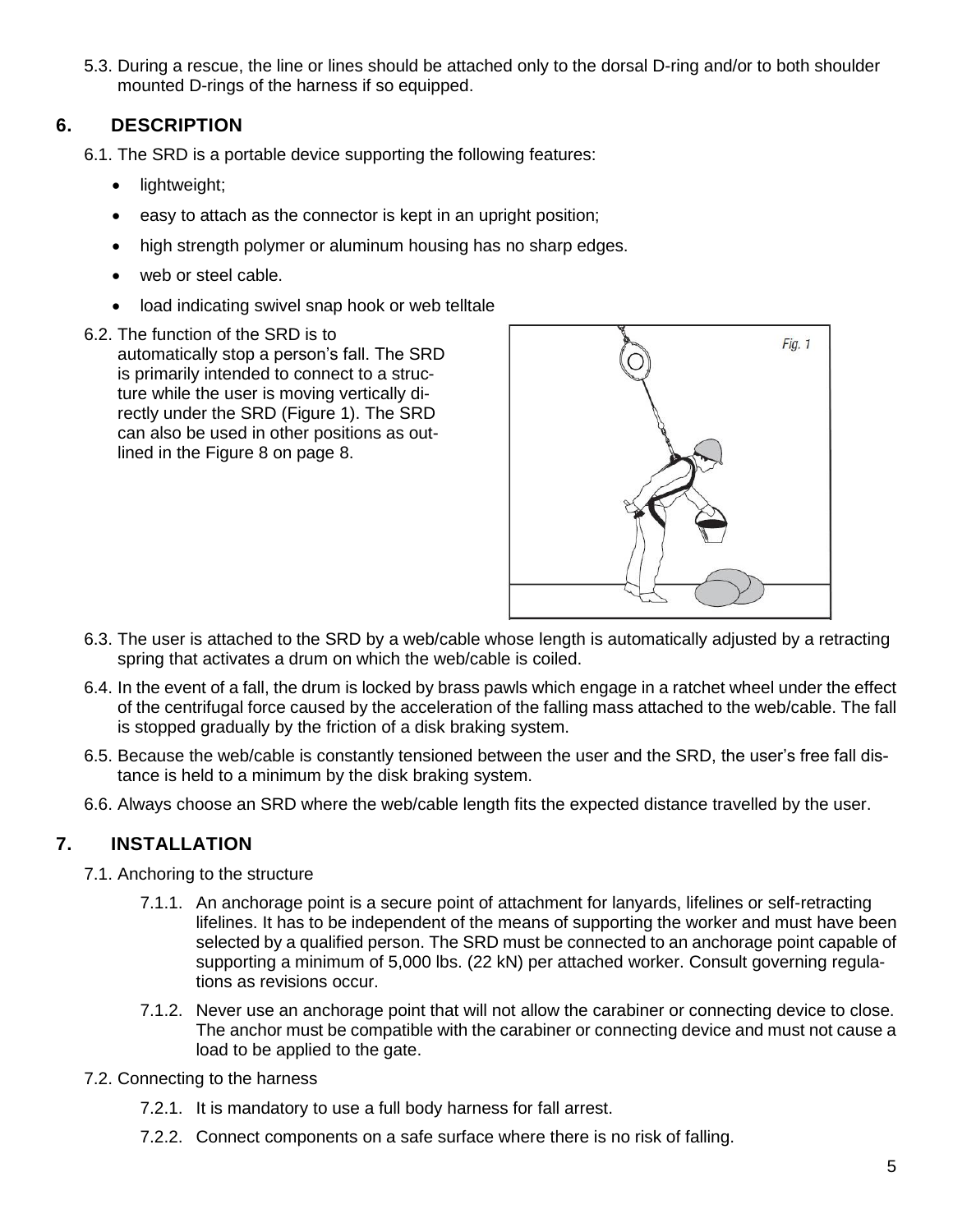5.3. During a rescue, the line or lines should be attached only to the dorsal D-ring and/or to both shoulder mounted D-rings of the harness if so equipped.

## 6. DESCRIPTION

6.1. The SRD is a portable device supporting the following features:

- lightweight;
- easy to attach as the connector is kept in an upright position;
- high strength polymer or aluminum housing has no sharp edges.
- web or steel cable.
- load indicating swivel snap hook or web telltale

6.2. The function of the SRD is to automatically stop a person's fall. The SRD is primarily intended to connect to a structure while the user is moving vertically directly under the SRD (Figure 1). The SRD can also be used in other positions as outlined in the Figure 8 on page 8.

Fig. 1

6.3. The user is attached to the SRD by a web/cable whose length is automatically adjusted by a retracting spring that activates a drum on which the web/cable is coiled.

6.4. In the event of a fall, the drum is locked by brass pawls which engage in a ratchet wheel under the effect of the centrifugal force caused by the acceleration of the falling mass attached to the web/cable. The fall is stopped gradually by the friction of a disk braking system.

6.5. Because the web/cable is constantly tensioned between the user and the SRD, the user's free fall distance is held to a minimum by the disk braking system.

6.6. Always choose an SRD where the web/cable length fits the expected distance travelled by the user.

## 7. INSTALLATION

7.1. Anchoring to the structure

7.1.1. An anchorage point is a secure point of attachment for lanyards, lifelines or self-retracting lifelines. It has to be independent of the means of supporting the worker and must have been selected by a qualified person. The SRD must be connected to an anchorage point capable of supporting a minimum of 5,000 lbs. (22 kN) per attached worker. Consult governing regulations as revisions occur.

7.1.2. Never use an anchorage point that will not allow the carabiner or connecting device to close. The anchor must be compatible with the carabiner or connecting device and must not cause a load to be applied to the gate.

7.2. Connecting to the harness

7.2.1. It is mandatory to use a full body harness for fall arrest.

7.2.2. Connect components on a safe surface where there is no risk of falling.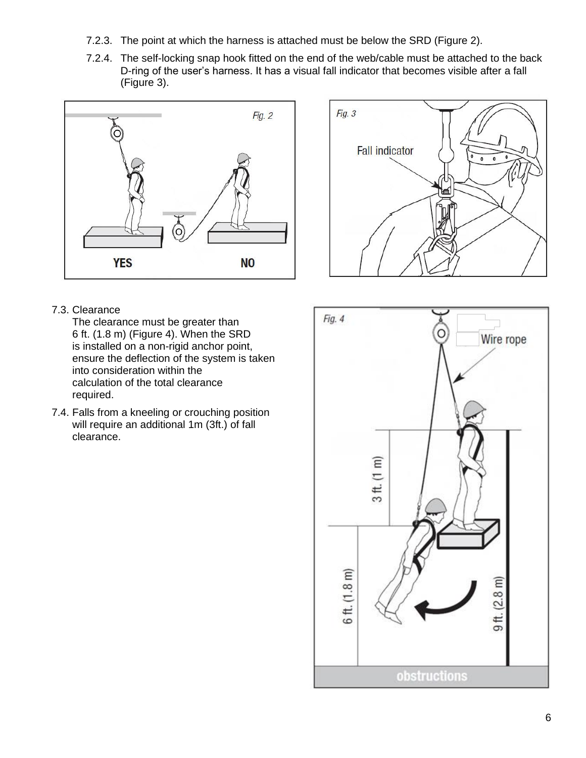7.2.3. The point at which the harness is attached must be below the SRD (Figure 2).

7.2.4. The self-locking snap hook fitted on the end of the web/cable must be attached to the back D-ring of the user's harness. It has a visual fall indicator that becomes visible after a fall (Figure 3).

7.3. Clearance
The clearance must be greater than 6 ft. (1.8 m) (Figure 4). When the SRD is installed on a non-rigid anchor point, ensure the deflection of the system is taken into consideration within the calculation of the total clearance required.

7.4. Falls from a kneeling or crouching position will require an additional 1m (3ft.) of fall clearance.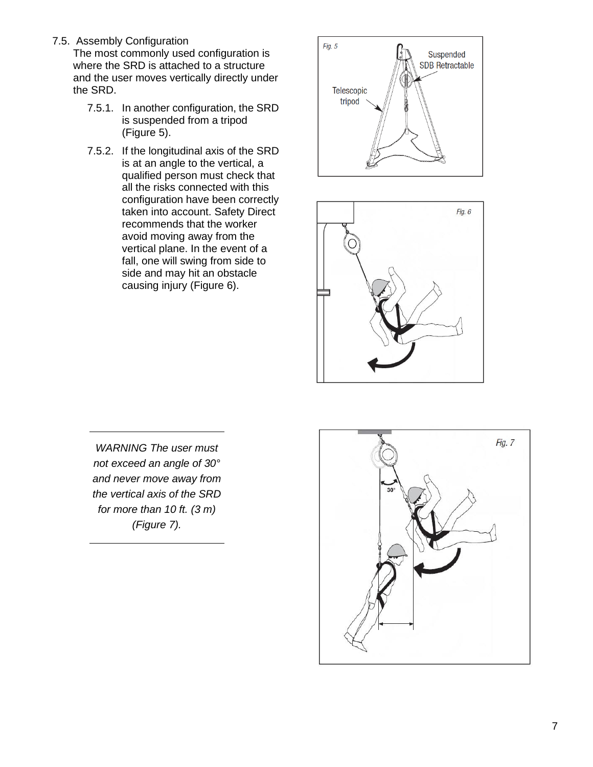7.5. Assembly Configuration

The most commonly used configuration is where the SRD is attached to a structure and the user moves vertically directly under the SRD.

7.5.1. In another configuration, the SRD is suspended from a tripod (Figure 5).

7.5.2. If the longitudinal axis of the SRD is at an angle to the vertical, a qualified person must check that all the risks connected with this configuration have been correctly taken into account. Safety Direct recommends that the worker avoid moving away from the vertical plane. In the event of a fall, one will swing from side to side and may hit an obstacle causing injury (Figure 6).

Fig. 5

Telescopic tripod

Suspended SDB Retractable

Fig. 6

---

*WARNING The user must not exceed an angle of 30° and never move away from the vertical axis of the SRD for more than 10 ft. (3 m) (Figure 7).*

---

Fig. 7

30°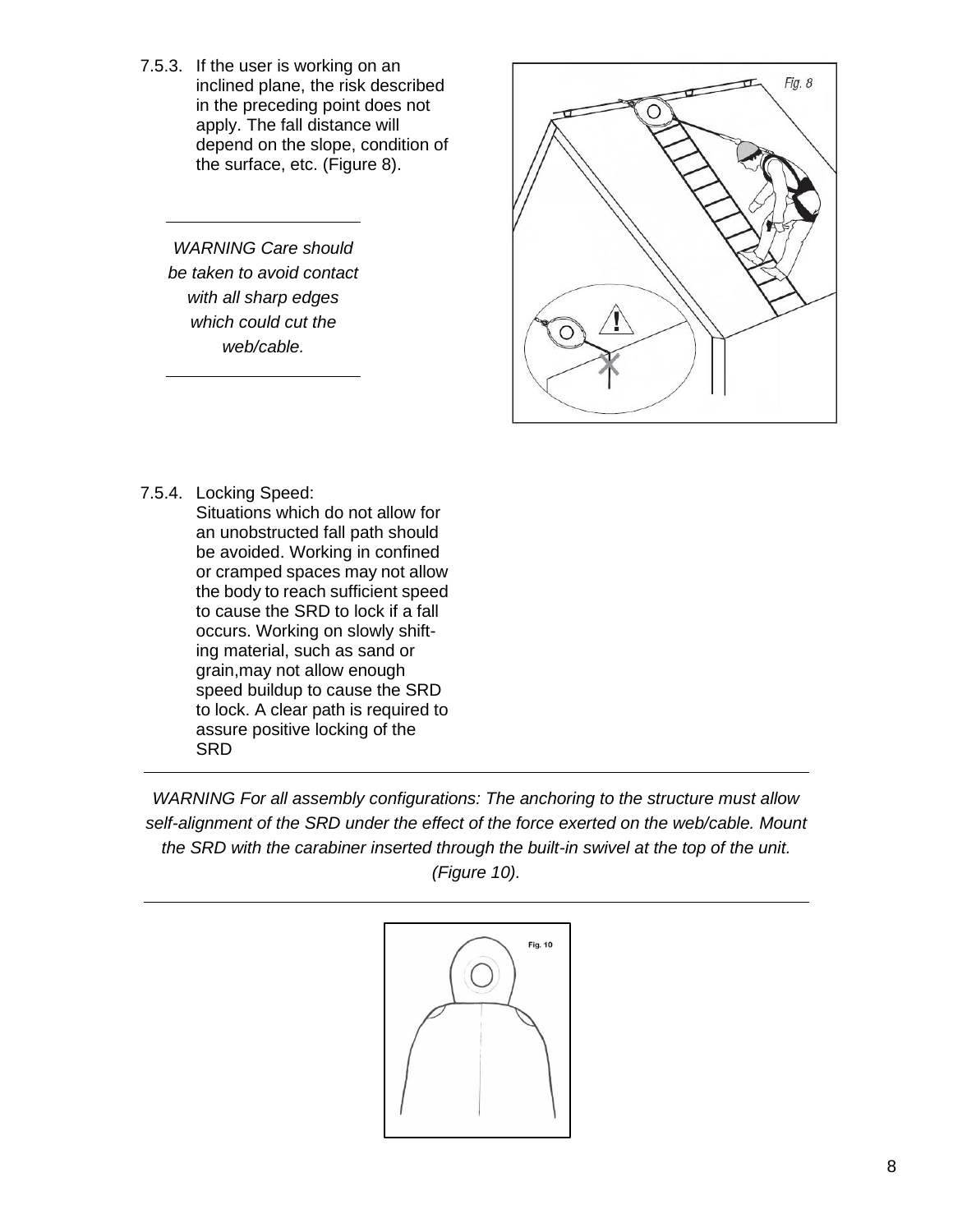7.5.3. If the user is working on an inclined plane, the risk described in the preceding point does not apply. The fall distance will depend on the slope, condition of the surface, etc. (Figure 8).

---

*WARNING Care should be taken to avoid contact with all sharp edges which could cut the web/cable.*

---

7.5.4. Locking Speed:
Situations which do not allow for an unobstructed fall path should be avoided. Working in confined or cramped spaces may not allow the body to reach sufficient speed to cause the SRD to lock if a fall occurs. Working on slowly shifting material, such as sand or grain,may not allow enough speed buildup to cause the SRD to lock. A clear path is required to assure positive locking of the SRD

---

*WARNING For all assembly configurations: The anchoring to the structure must allow self-alignment of the SRD under the effect of the force exerted on the web/cable. Mount the SRD with the carabiner inserted through the built-in swivel at the top of the unit. (Figure 10).*

---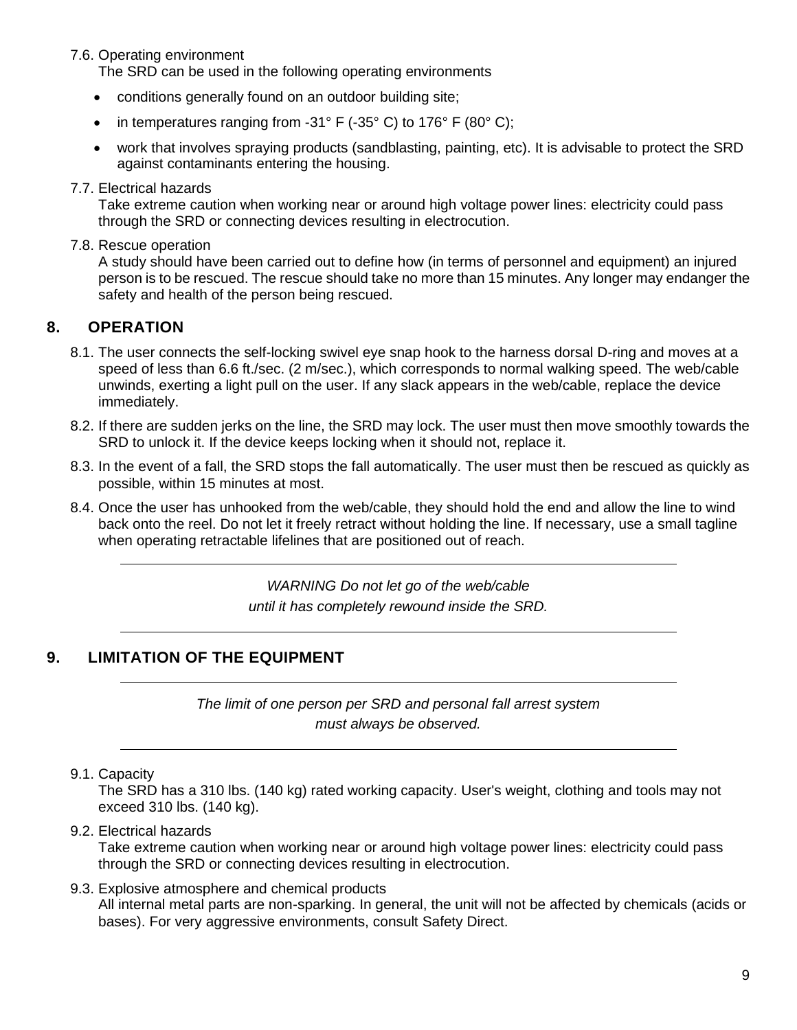7.6. Operating environment

The SRD can be used in the following operating environments

- conditions generally found on an outdoor building site;
- in temperatures ranging from -31° F (-35° C) to 176° F (80° C);
- work that involves spraying products (sandblasting, painting, etc). It is advisable to protect the SRD against contaminants entering the housing.

7.7. Electrical hazards

Take extreme caution when working near or around high voltage power lines: electricity could pass through the SRD or connecting devices resulting in electrocution.

7.8. Rescue operation

A study should have been carried out to define how (in terms of personnel and equipment) an injured person is to be rescued. The rescue should take no more than 15 minutes. Any longer may endanger the safety and health of the person being rescued.

## 8. OPERATION

8.1. The user connects the self-locking swivel eye snap hook to the harness dorsal D-ring and moves at a speed of less than 6.6 ft./sec. (2 m/sec.), which corresponds to normal walking speed. The web/cable unwinds, exerting a light pull on the user. If any slack appears in the web/cable, replace the device immediately.

8.2. If there are sudden jerks on the line, the SRD may lock. The user must then move smoothly towards the SRD to unlock it. If the device keeps locking when it should not, replace it.

8.3. In the event of a fall, the SRD stops the fall automatically. The user must then be rescued as quickly as possible, within 15 minutes at most.

8.4. Once the user has unhooked from the web/cable, they should hold the end and allow the line to wind back onto the reel. Do not let it freely retract without holding the line. If necessary, use a small tagline when operating retractable lifelines that are positioned out of reach.

---

*WARNING Do not let go of the web/cable until it has completely rewound inside the SRD.*

---

## 9. LIMITATION OF THE EQUIPMENT

---

*The limit of one person per SRD and personal fall arrest system must always be observed.*

---

9.1. Capacity

The SRD has a 310 lbs. (140 kg) rated working capacity. User's weight, clothing and tools may not exceed 310 lbs. (140 kg).

9.2. Electrical hazards

Take extreme caution when working near or around high voltage power lines: electricity could pass through the SRD or connecting devices resulting in electrocution.

9.3. Explosive atmosphere and chemical products

All internal metal parts are non-sparking. In general, the unit will not be affected by chemicals (acids or bases). For very aggressive environments, consult Safety Direct.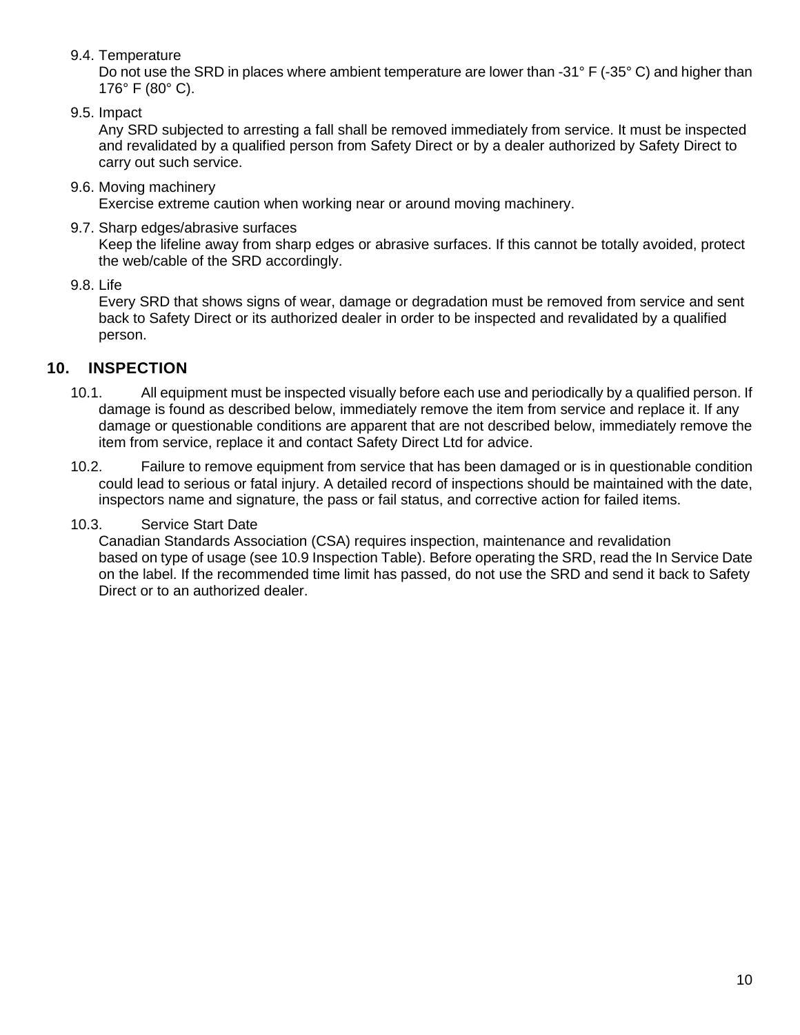9.4. Temperature

Do not use the SRD in places where ambient temperature are lower than -31° F (-35° C) and higher than 176° F (80° C).

9.5. Impact

Any SRD subjected to arresting a fall shall be removed immediately from service. It must be inspected and revalidated by a qualified person from Safety Direct or by a dealer authorized by Safety Direct to carry out such service.

9.6. Moving machinery

Exercise extreme caution when working near or around moving machinery.

9.7. Sharp edges/abrasive surfaces

Keep the lifeline away from sharp edges or abrasive surfaces. If this cannot be totally avoided, protect the web/cable of the SRD accordingly.

9.8. Life

Every SRD that shows signs of wear, damage or degradation must be removed from service and sent back to Safety Direct or its authorized dealer in order to be inspected and revalidated by a qualified person.

## 10. INSPECTION

10.1. All equipment must be inspected visually before each use and periodically by a qualified person. If damage is found as described below, immediately remove the item from service and replace it. If any damage or questionable conditions are apparent that are not described below, immediately remove the item from service, replace it and contact Safety Direct Ltd for advice.

10.2. Failure to remove equipment from service that has been damaged or is in questionable condition could lead to serious or fatal injury. A detailed record of inspections should be maintained with the date, inspectors name and signature, the pass or fail status, and corrective action for failed items.

10.3. Service Start Date

Canadian Standards Association (CSA) requires inspection, maintenance and revalidation based on type of usage (see 10.9 Inspection Table). Before operating the SRD, read the In Service Date on the label. If the recommended time limit has passed, do not use the SRD and send it back to Safety Direct or to an authorized dealer.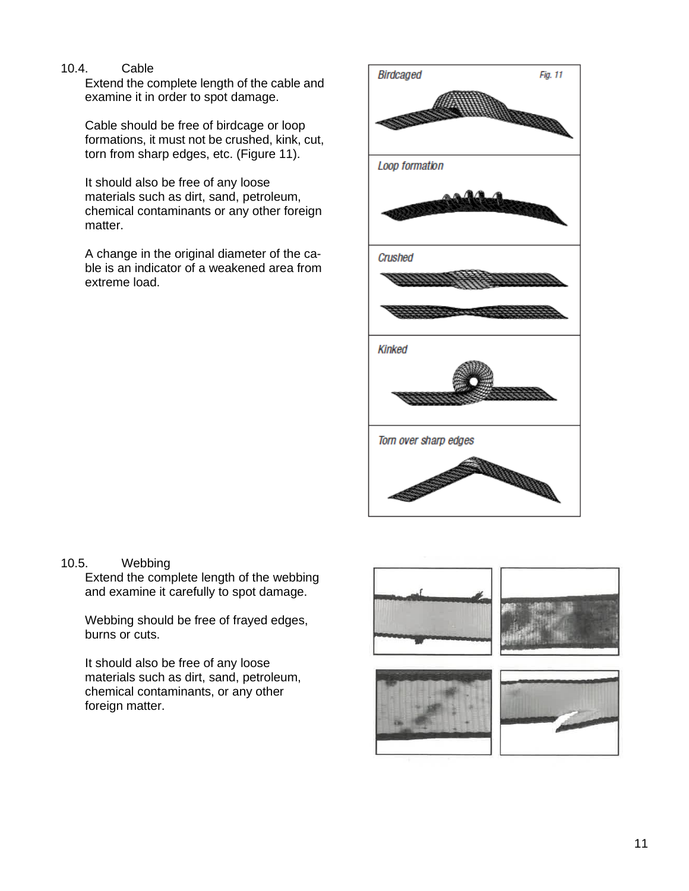## 10.4. Cable

Extend the complete length of the cable and examine it in order to spot damage.

Cable should be free of birdcage or loop formations, it must not be crushed, kink, cut, torn from sharp edges, etc. (Figure 11).

It should also be free of any loose materials such as dirt, sand, petroleum, chemical contaminants or any other foreign matter.

A change in the original diameter of the cable is an indicator of a weakened area from extreme load.

## 10.5. Webbing

Extend the complete length of the webbing and examine it carefully to spot damage.

Webbing should be free of frayed edges, burns or cuts.

It should also be free of any loose materials such as dirt, sand, petroleum, chemical contaminants, or any other foreign matter.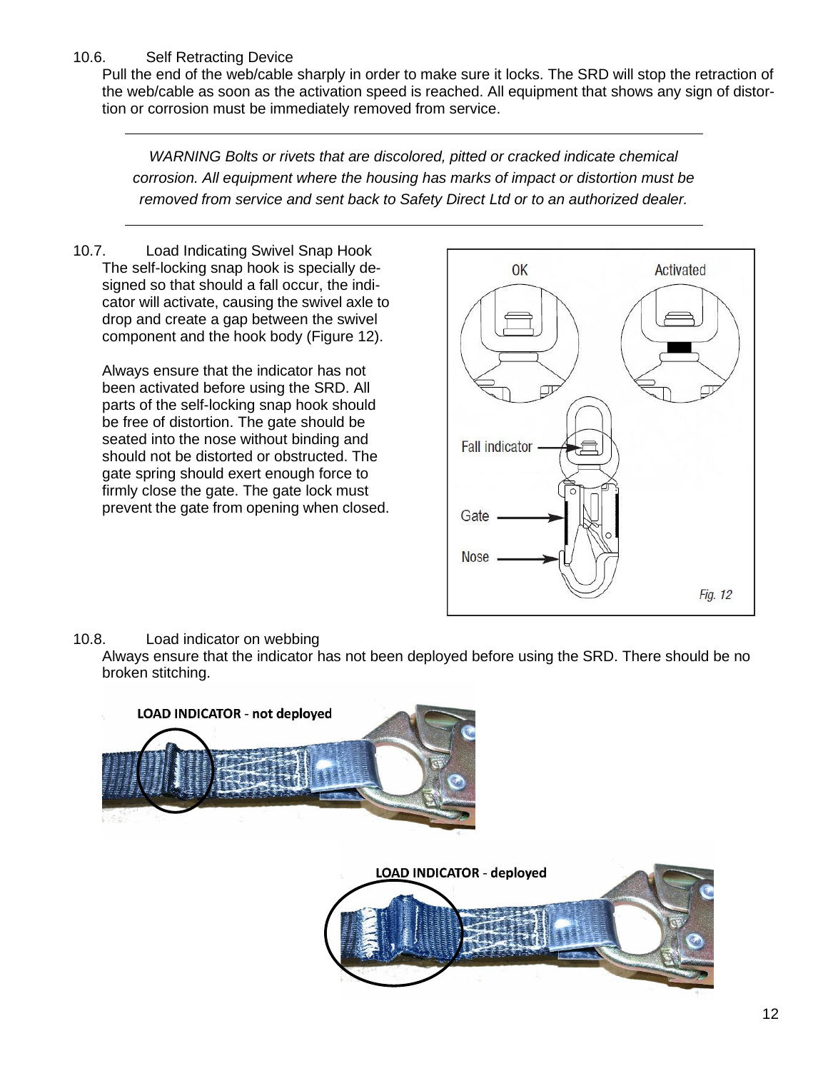10.6. Self Retracting Device

Pull the end of the web/cable sharply in order to make sure it locks. The SRD will stop the retraction of the web/cable as soon as the activation speed is reached. All equipment that shows any sign of distortion or corrosion must be immediately removed from service.

---

*WARNING Bolts or rivets that are discolored, pitted or cracked indicate chemical corrosion. All equipment where the housing has marks of impact or distortion must be removed from service and sent back to Safety Direct Ltd or to an authorized dealer.*

---

10.7. Load Indicating Swivel Snap Hook

The self-locking snap hook is specially designed so that should a fall occur, the indicator will activate, causing the swivel axle to drop and create a gap between the swivel component and the hook body (Figure 12).

Always ensure that the indicator has not been activated before using the SRD. All parts of the self-locking snap hook should be free of distortion. The gate should be seated into the nose without binding and should not be distorted or obstructed. The gate spring should exert enough force to firmly close the gate. The gate lock must prevent the gate from opening when closed.

OK | Activated | Fall indicator | Gate | Nose

Fig. 12

10.8. Load indicator on webbing

Always ensure that the indicator has not been deployed before using the SRD. There should be no broken stitching.

**LOAD INDICATOR - not deployed**

**LOAD INDICATOR - deployed**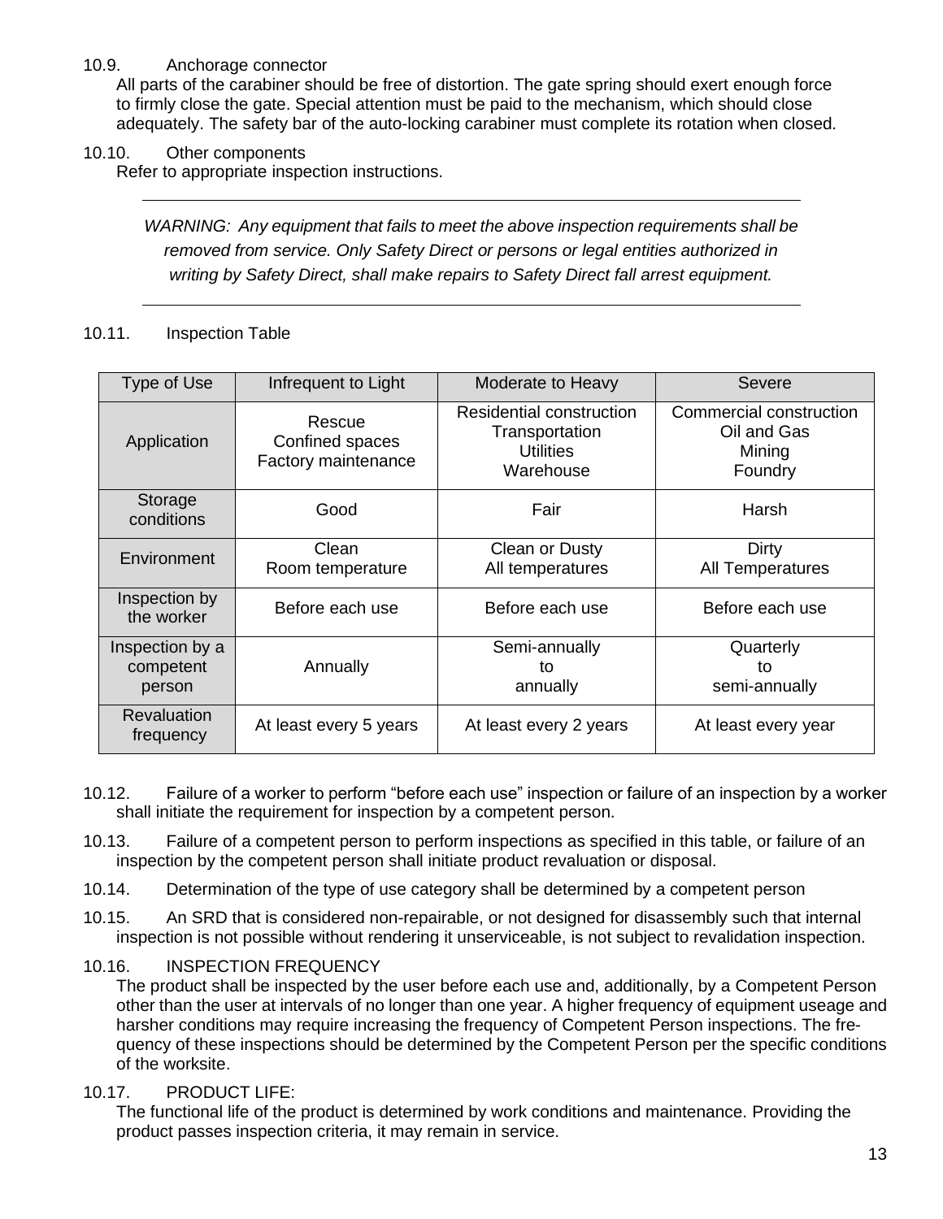10.9. Anchorage connector

All parts of the carabiner should be free of distortion. The gate spring should exert enough force to firmly close the gate. Special attention must be paid to the mechanism, which should close adequately. The safety bar of the auto-locking carabiner must complete its rotation when closed.

10.10. Other components

Refer to appropriate inspection instructions.

---

*WARNING: Any equipment that fails to meet the above inspection requirements shall be removed from service. Only Safety Direct or persons or legal entities authorized in writing by Safety Direct, shall make repairs to Safety Direct fall arrest equipment.*

---

10.11. Inspection Table

| Type of Use | Infrequent to Light | Moderate to Heavy | Severe |
|---|---|---|---|
| Application | Rescue<br>Confined spaces<br>Factory maintenance | Residential construction<br>Transportation<br>Utilities<br>Warehouse | Commercial construction<br>Oil and Gas<br>Mining<br>Foundry |
| Storage conditions | Good | Fair | Harsh |
| Environment | Clean<br>Room temperature | Clean or Dusty<br>All temperatures | Dirty<br>All Temperatures |
| Inspection by the worker | Before each use | Before each use | Before each use |
| Inspection by a competent person | Annually | Semi-annually<br>to<br>annually | Quarterly<br>to<br>semi-annually |
| Revaluation frequency | At least every 5 years | At least every 2 years | At least every year |

10.12. Failure of a worker to perform "before each use" inspection or failure of an inspection by a worker shall initiate the requirement for inspection by a competent person.

10.13. Failure of a competent person to perform inspections as specified in this table, or failure of an inspection by the competent person shall initiate product revaluation or disposal.

10.14. Determination of the type of use category shall be determined by a competent person

10.15. An SRD that is considered non-repairable, or not designed for disassembly such that internal inspection is not possible without rendering it unserviceable, is not subject to revalidation inspection.

10.16. INSPECTION FREQUENCY

The product shall be inspected by the user before each use and, additionally, by a Competent Person other than the user at intervals of no longer than one year. A higher frequency of equipment useage and harsher conditions may require increasing the frequency of Competent Person inspections. The frequency of these inspections should be determined by the Competent Person per the specific conditions of the worksite.

10.17. PRODUCT LIFE:

The functional life of the product is determined by work conditions and maintenance. Providing the product passes inspection criteria, it may remain in service.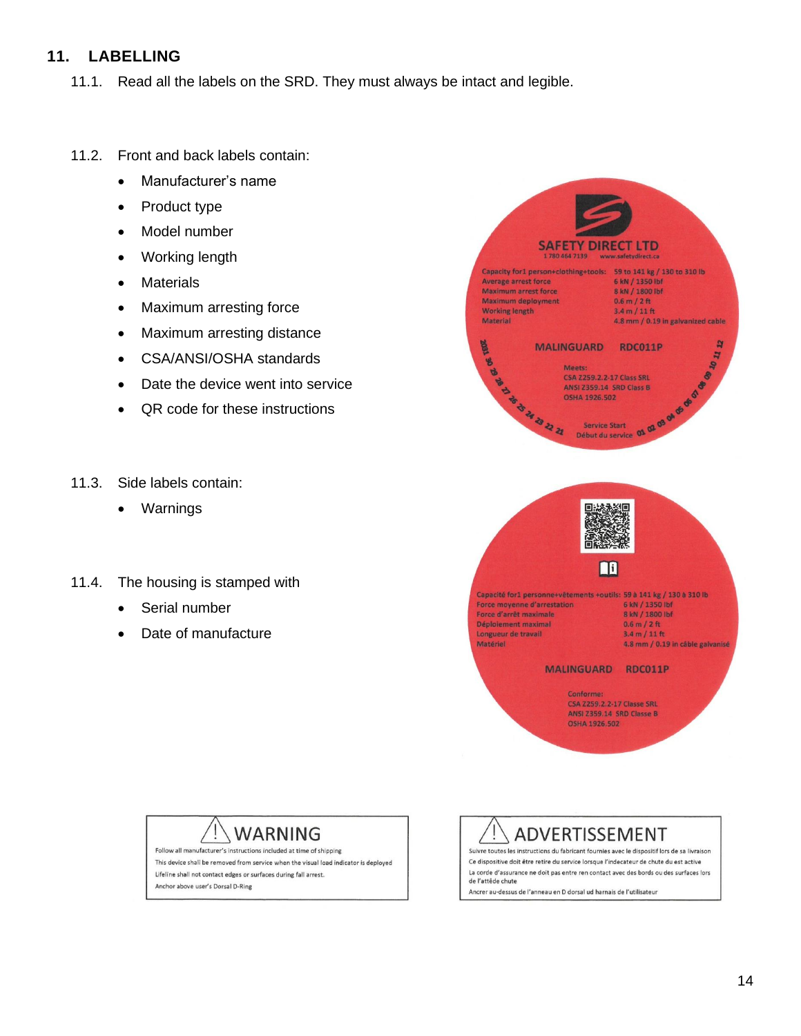## 11. LABELLING

11.1. Read all the labels on the SRD. They must always be intact and legible.

11.2. Front and back labels contain:

- Manufacturer's name
- Product type
- Model number
- Working length
- Materials
- Maximum arresting force
- Maximum arresting distance
- CSA/ANSI/OSHA standards
- Date the device went into service
- QR code for these instructions

SAFETY DIRECT LTD
1 780 464 7139 www.safetydirect.ca

| | |
|---|---|
| Capacity for1 person+clothing+tools: | 59 to 141 kg / 130 to 310 lb |
| Average arrest force | 6 kN / 1350 lbf |
| Maximum arrest force | 8 kN / 1800 lbf |
| Maximum deployment | 0.6 m / 2 ft |
| Working length | 3.4 m / 11 ft |
| Material | 4.8 mm / 0.19 in galvanized cable |

MALINGUARD RDC011P

Meets:
CSA Z259.2.2-17 Class SRL
ANSI Z359.14 SRD Class B
OSHA 1926.502

Service Start
Début du service

11.3. Side labels contain:

- Warnings

| | |
|---|---|
| Capacité for1 personne+vêtements +outils: | 59 à 141 kg / 130 à 310 lb |
| Force moyenne d'arrestation | 6 kN / 1350 lbf |
| Force d'arrêt maximale | 8 kN / 1800 lbf |
| Déploiement maximal | 0.6 m / 2 ft |
| Longueur de travail | 3.4 m / 11 ft |
| Matériel | 4.8 mm / 0.19 in câble galvanisé |

MALINGUARD RDC011P

Conforme:
CSA Z259.2.2-17 Classe SRL
ANSI Z359.14 SRD Classe B
OSHA 1926.502

11.4. The housing is stamped with

- Serial number
- Date of manufacture

**WARNING**

Follow all manufacturer's instructions included at time of shipping
This device shall be removed from service when the visual load indicator is deployed
Lifeline shall not contact edges or surfaces during fall arrest.
Anchor above user's Dorsal D-Ring

**ADVERTISSEMENT**

Suivre toutes les instructions du fabricant fournies avec le dispositif lors de sa livraison
Ce dispositive doit être retire du service lorsque l'indecateur de chute du est active
La corde d'assurance ne doit pas entre ren contact avec des bords ou des surfaces lors de l'attêde chute
Ancrer au-dessus de l'anneau en D dorsal ud harnais de l'utilisateur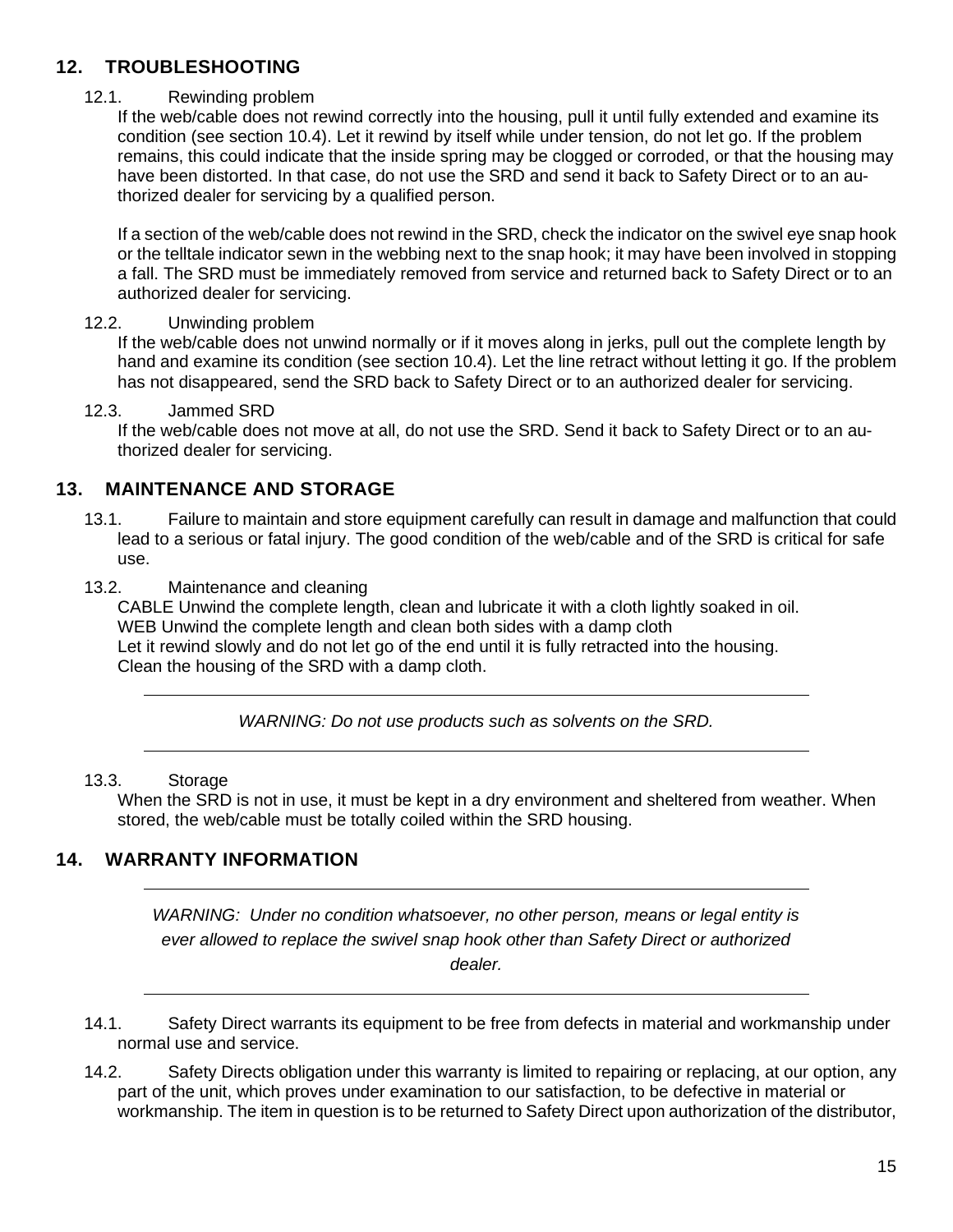## 12. TROUBLESHOOTING

12.1. Rewinding problem

If the web/cable does not rewind correctly into the housing, pull it until fully extended and examine its condition (see section 10.4). Let it rewind by itself while under tension, do not let go. If the problem remains, this could indicate that the inside spring may be clogged or corroded, or that the housing may have been distorted. In that case, do not use the SRD and send it back to Safety Direct or to an authorized dealer for servicing by a qualified person.

If a section of the web/cable does not rewind in the SRD, check the indicator on the swivel eye snap hook or the telltale indicator sewn in the webbing next to the snap hook; it may have been involved in stopping a fall. The SRD must be immediately removed from service and returned back to Safety Direct or to an authorized dealer for servicing.

12.2. Unwinding problem

If the web/cable does not unwind normally or if it moves along in jerks, pull out the complete length by hand and examine its condition (see section 10.4). Let the line retract without letting it go. If the problem has not disappeared, send the SRD back to Safety Direct or to an authorized dealer for servicing.

12.3. Jammed SRD

If the web/cable does not move at all, do not use the SRD. Send it back to Safety Direct or to an authorized dealer for servicing.

## 13. MAINTENANCE AND STORAGE

13.1. Failure to maintain and store equipment carefully can result in damage and malfunction that could lead to a serious or fatal injury. The good condition of the web/cable and of the SRD is critical for safe use.

13.2. Maintenance and cleaning

CABLE Unwind the complete length, clean and lubricate it with a cloth lightly soaked in oil.
WEB Unwind the complete length and clean both sides with a damp cloth
Let it rewind slowly and do not let go of the end until it is fully retracted into the housing.
Clean the housing of the SRD with a damp cloth.

---

*WARNING: Do not use products such as solvents on the SRD.*

---

13.3. Storage

When the SRD is not in use, it must be kept in a dry environment and sheltered from weather. When stored, the web/cable must be totally coiled within the SRD housing.

## 14. WARRANTY INFORMATION

---

*WARNING: Under no condition whatsoever, no other person, means or legal entity is ever allowed to replace the swivel snap hook other than Safety Direct or authorized dealer.*

---

14.1. Safety Direct warrants its equipment to be free from defects in material and workmanship under normal use and service.

14.2. Safety Directs obligation under this warranty is limited to repairing or replacing, at our option, any part of the unit, which proves under examination to our satisfaction, to be defective in material or workmanship. The item in question is to be returned to Safety Direct upon authorization of the distributor,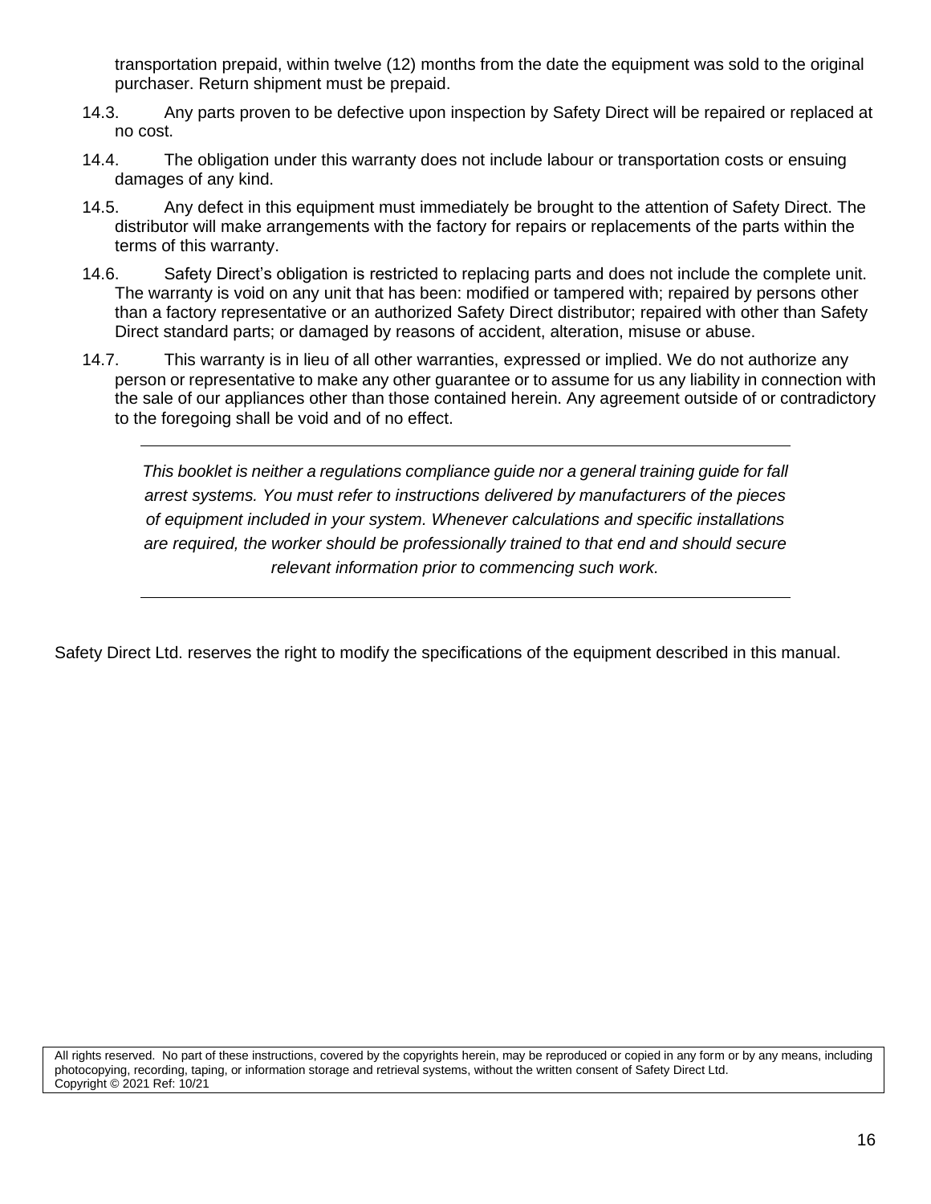transportation prepaid, within twelve (12) months from the date the equipment was sold to the original purchaser. Return shipment must be prepaid.

14.3. Any parts proven to be defective upon inspection by Safety Direct will be repaired or replaced at no cost.

14.4. The obligation under this warranty does not include labour or transportation costs or ensuing damages of any kind.

14.5. Any defect in this equipment must immediately be brought to the attention of Safety Direct. The distributor will make arrangements with the factory for repairs or replacements of the parts within the terms of this warranty.

14.6. Safety Direct's obligation is restricted to replacing parts and does not include the complete unit. The warranty is void on any unit that has been: modified or tampered with; repaired by persons other than a factory representative or an authorized Safety Direct distributor; repaired with other than Safety Direct standard parts; or damaged by reasons of accident, alteration, misuse or abuse.

14.7. This warranty is in lieu of all other warranties, expressed or implied. We do not authorize any person or representative to make any other guarantee or to assume for us any liability in connection with the sale of our appliances other than those contained herein. Any agreement outside of or contradictory to the foregoing shall be void and of no effect.

---

*This booklet is neither a regulations compliance guide nor a general training guide for fall arrest systems. You must refer to instructions delivered by manufacturers of the pieces of equipment included in your system. Whenever calculations and specific installations are required, the worker should be professionally trained to that end and should secure relevant information prior to commencing such work.*

---

Safety Direct Ltd. reserves the right to modify the specifications of the equipment described in this manual.

All rights reserved. No part of these instructions, covered by the copyrights herein, may be reproduced or copied in any form or by any means, including photocopying, recording, taping, or information storage and retrieval systems, without the written consent of Safety Direct Ltd.
Copyright © 2021 Ref: 10/21